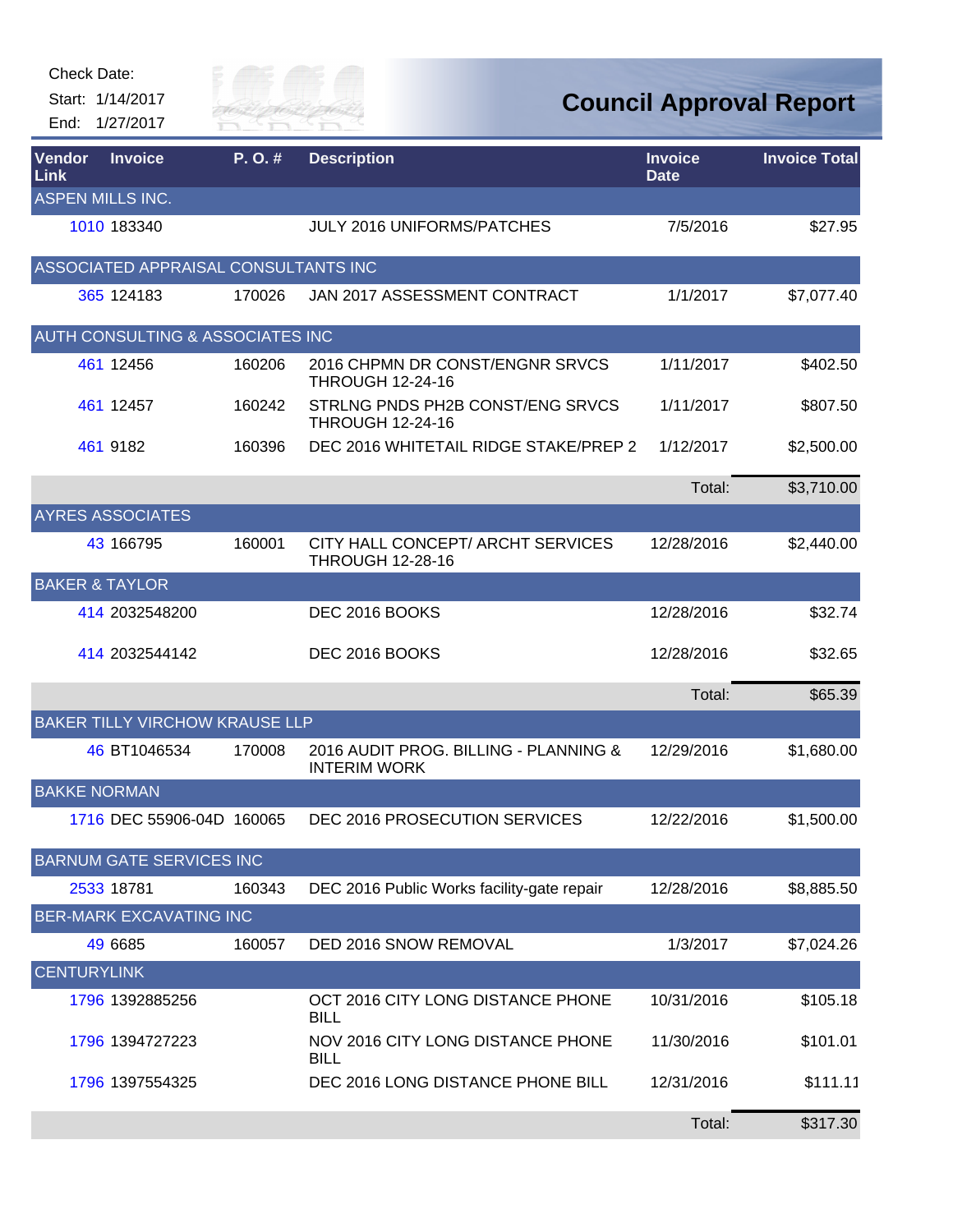Check Date:

Start: 1/14/2017

End: 1/27/2017

# Council Approval Report

| Vendor Link | Invoice | P. O. # | Description | Invoice Date | Invoice Total |
|---|---|---|---|---|---|
| ASPEN MILLS INC. | | | | | |
| 1010 | 183340 | | JULY 2016 UNIFORMS/PATCHES | 7/5/2016 | $27.95 |
| ASSOCIATED APPRAISAL CONSULTANTS INC | | | | | |
| 365 | 124183 | 170026 | JAN 2017 ASSESSMENT CONTRACT | 1/1/2017 | $7,077.40 |
| AUTH CONSULTING & ASSOCIATES INC | | | | | |
| 461 | 12456 | 160206 | 2016 CHPMN DR CONST/ENGNR SRVCS THROUGH 12-24-16 | 1/11/2017 | $402.50 |
| 461 | 12457 | 160242 | STRLNG PNDS PH2B CONST/ENG SRVCS THROUGH 12-24-16 | 1/11/2017 | $807.50 |
| 461 | 9182 | 160396 | DEC 2016 WHITETAIL RIDGE STAKE/PREP 2 | 1/12/2017 | $2,500.00 |
| | | | | Total: | $3,710.00 |
| AYRES ASSOCIATES | | | | | |
| 43 | 166795 | 160001 | CITY HALL CONCEPT/ ARCHT SERVICES THROUGH 12-28-16 | 12/28/2016 | $2,440.00 |
| BAKER & TAYLOR | | | | | |
| 414 | 2032548200 | | DEC 2016 BOOKS | 12/28/2016 | $32.74 |
| 414 | 2032544142 | | DEC 2016 BOOKS | 12/28/2016 | $32.65 |
| | | | | Total: | $65.39 |
| BAKER TILLY VIRCHOW KRAUSE LLP | | | | | |
| 46 | BT1046534 | 170008 | 2016 AUDIT PROG. BILLING - PLANNING & INTERIM WORK | 12/29/2016 | $1,680.00 |
| BAKKE NORMAN | | | | | |
| 1716 | DEC 55906-04D | 160065 | DEC 2016 PROSECUTION SERVICES | 12/22/2016 | $1,500.00 |
| BARNUM GATE SERVICES INC | | | | | |
| 2533 | 18781 | 160343 | DEC 2016 Public Works facility-gate repair | 12/28/2016 | $8,885.50 |
| BER-MARK EXCAVATING INC | | | | | |
| 49 | 6685 | 160057 | DED 2016 SNOW REMOVAL | 1/3/2017 | $7,024.26 |
| CENTURYLINK | | | | | |
| 1796 | 1392885256 | | OCT 2016 CITY LONG DISTANCE PHONE BILL | 10/31/2016 | $105.18 |
| 1796 | 1394727223 | | NOV 2016 CITY LONG DISTANCE PHONE BILL | 11/30/2016 | $101.01 |
| 1796 | 1397554325 | | DEC 2016 LONG DISTANCE PHONE BILL | 12/31/2016 | $111.11 |
| | | | | Total: | $317.30 |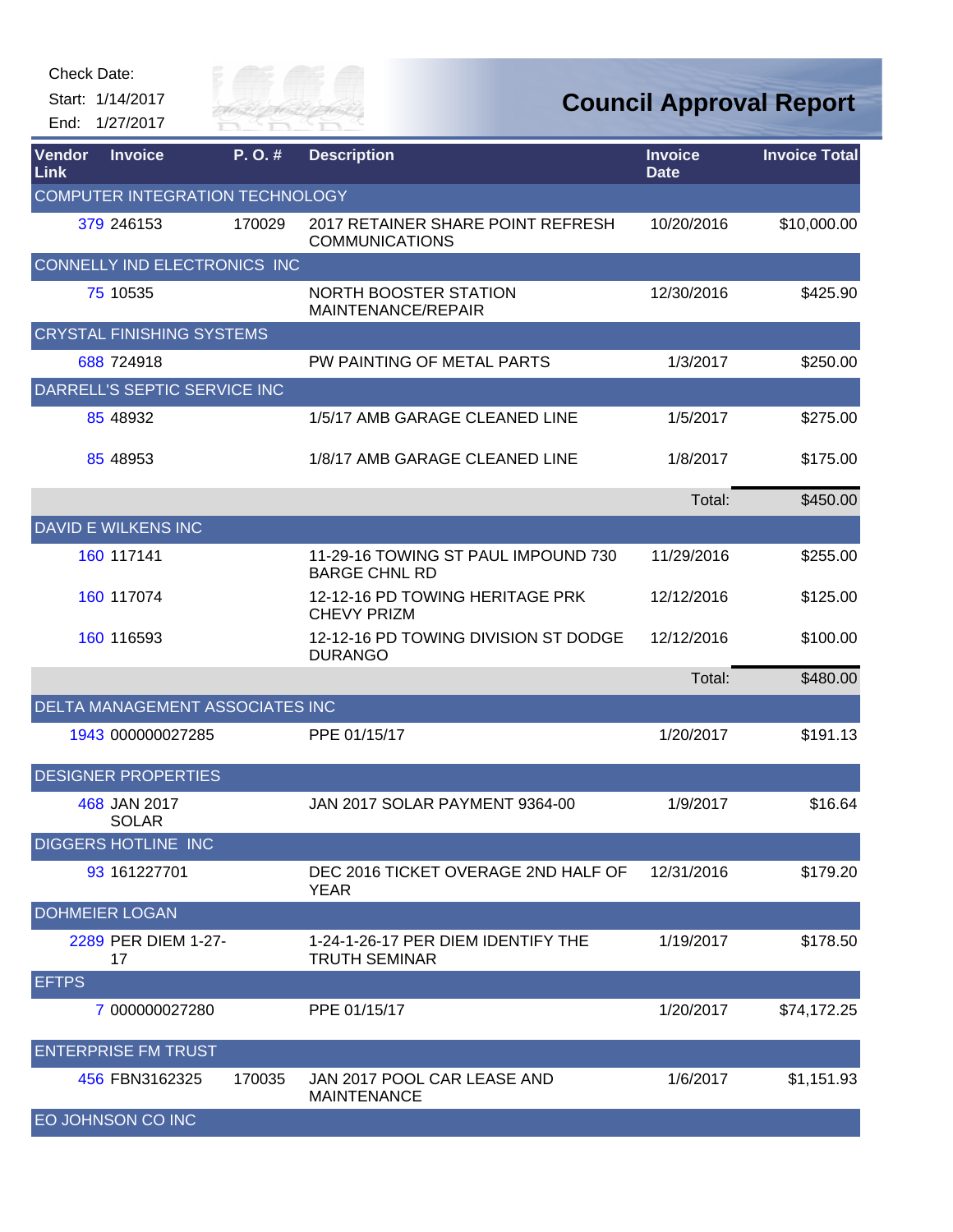Check Date:

Start: 1/14/2017

End: 1/27/2017

# Council Approval Report

| Vendor Link | Invoice | P. O. # | Description | Invoice Date | Invoice Total |
|---|---|---|---|---|---|
| COMPUTER INTEGRATION TECHNOLOGY | | | | | |
| 379 | 246153 | 170029 | 2017 RETAINER SHARE POINT REFRESH COMMUNICATIONS | 10/20/2016 | $10,000.00 |
| CONNELLY IND ELECTRONICS INC | | | | | |
| 75 | 10535 | | NORTH BOOSTER STATION MAINTENANCE/REPAIR | 12/30/2016 | $425.90 |
| CRYSTAL FINISHING SYSTEMS | | | | | |
| 688 | 724918 | | PW PAINTING OF METAL PARTS | 1/3/2017 | $250.00 |
| DARRELL'S SEPTIC SERVICE INC | | | | | |
| 85 | 48932 | | 1/5/17 AMB GARAGE CLEANED LINE | 1/5/2017 | $275.00 |
| 85 | 48953 | | 1/8/17 AMB GARAGE CLEANED LINE | 1/8/2017 | $175.00 |
| | | | | Total: | $450.00 |
| DAVID E WILKENS INC | | | | | |
| 160 | 117141 | | 11-29-16 TOWING ST PAUL IMPOUND 730 BARGE CHNL RD | 11/29/2016 | $255.00 |
| 160 | 117074 | | 12-12-16 PD TOWING HERITAGE PRK CHEVY PRIZM | 12/12/2016 | $125.00 |
| 160 | 116593 | | 12-12-16 PD TOWING DIVISION ST DODGE DURANGO | 12/12/2016 | $100.00 |
| | | | | Total: | $480.00 |
| DELTA MANAGEMENT ASSOCIATES INC | | | | | |
| 1943 | 000000027285 | | PPE 01/15/17 | 1/20/2017 | $191.13 |
| DESIGNER PROPERTIES | | | | | |
| 468 | JAN 2017 SOLAR | | JAN 2017 SOLAR PAYMENT 9364-00 | 1/9/2017 | $16.64 |
| DIGGERS HOTLINE INC | | | | | |
| 93 | 161227701 | | DEC 2016 TICKET OVERAGE 2ND HALF OF YEAR | 12/31/2016 | $179.20 |
| DOHMEIER LOGAN | | | | | |
| 2289 | PER DIEM 1-27-17 | | 1-24-1-26-17 PER DIEM IDENTIFY THE TRUTH SEMINAR | 1/19/2017 | $178.50 |
| EFTPS | | | | | |
| 7 | 000000027280 | | PPE 01/15/17 | 1/20/2017 | $74,172.25 |
| ENTERPRISE FM TRUST | | | | | |
| 456 | FBN3162325 | 170035 | JAN 2017 POOL CAR LEASE AND MAINTENANCE | 1/6/2017 | $1,151.93 |
| EO JOHNSON CO INC | | | | | |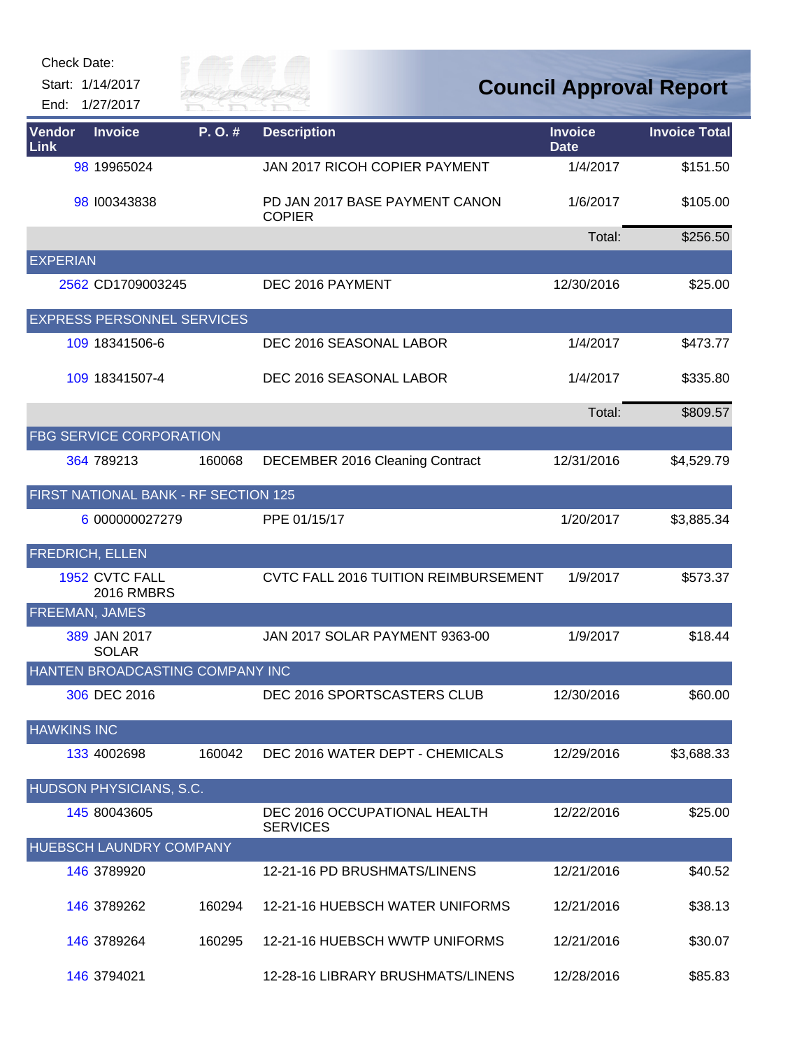Check Date:

Start: 1/14/2017

End: 1/27/2017

# Council Approval Report

| Vendor Link | Invoice | P. O. # | Description | Invoice Date | Invoice Total |
|---|---|---|---|---|---|
| 98 | 19965024 | | JAN 2017 RICOH COPIER PAYMENT | 1/4/2017 | $151.50 |
| 98 | I00343838 | | PD JAN 2017 BASE PAYMENT CANON COPIER | 1/6/2017 | $105.00 |
| | | | | Total: | $256.50 |
| EXPERIAN | | | | | |
| 2562 | CD1709003245 | | DEC 2016 PAYMENT | 12/30/2016 | $25.00 |
| EXPRESS PERSONNEL SERVICES | | | | | |
| 109 | 18341506-6 | | DEC 2016 SEASONAL LABOR | 1/4/2017 | $473.77 |
| 109 | 18341507-4 | | DEC 2016 SEASONAL LABOR | 1/4/2017 | $335.80 |
| | | | | Total: | $809.57 |
| FBG SERVICE CORPORATION | | | | | |
| 364 | 789213 | 160068 | DECEMBER 2016 Cleaning Contract | 12/31/2016 | $4,529.79 |
| FIRST NATIONAL BANK - RF SECTION 125 | | | | | |
| 6 | 000000027279 | | PPE 01/15/17 | 1/20/2017 | $3,885.34 |
| FREDRICH, ELLEN | | | | | |
| 1952 | CVTC FALL 2016 RMBRS | | CVTC FALL 2016 TUITION REIMBURSEMENT | 1/9/2017 | $573.37 |
| FREEMAN, JAMES | | | | | |
| 389 | JAN 2017 SOLAR | | JAN 2017 SOLAR PAYMENT 9363-00 | 1/9/2017 | $18.44 |
| HANTEN BROADCASTING COMPANY INC | | | | | |
| 306 | DEC 2016 | | DEC 2016 SPORTSCASTERS CLUB | 12/30/2016 | $60.00 |
| HAWKINS INC | | | | | |
| 133 | 4002698 | 160042 | DEC 2016 WATER DEPT - CHEMICALS | 12/29/2016 | $3,688.33 |
| HUDSON PHYSICIANS, S.C. | | | | | |
| 145 | 80043605 | | DEC 2016 OCCUPATIONAL HEALTH SERVICES | 12/22/2016 | $25.00 |
| HUEBSCH LAUNDRY COMPANY | | | | | |
| 146 | 3789920 | | 12-21-16 PD BRUSHMATS/LINENS | 12/21/2016 | $40.52 |
| 146 | 3789262 | 160294 | 12-21-16 HUEBSCH WATER UNIFORMS | 12/21/2016 | $38.13 |
| 146 | 3789264 | 160295 | 12-21-16 HUEBSCH WWTP UNIFORMS | 12/21/2016 | $30.07 |
| 146 | 3794021 | | 12-28-16 LIBRARY BRUSHMATS/LINENS | 12/28/2016 | $85.83 |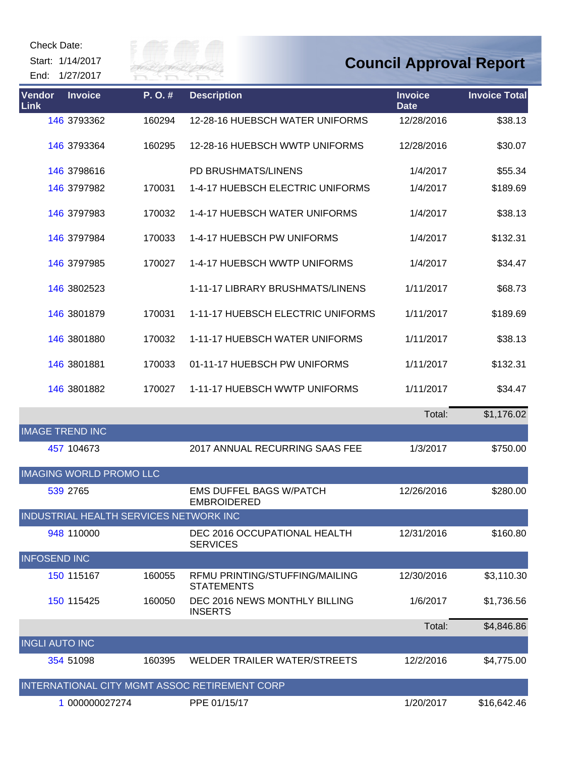Check Date:

Start: 1/14/2017

End: 1/27/2017

# Council Approval Report

| Vendor Link | Invoice | P. O. # | Description | Invoice Date | Invoice Total |
|---|---|---|---|---|---|
| 146 | 3793362 | 160294 | 12-28-16 HUEBSCH WATER UNIFORMS | 12/28/2016 | $38.13 |
| 146 | 3793364 | 160295 | 12-28-16 HUEBSCH WWTP UNIFORMS | 12/28/2016 | $30.07 |
| 146 | 3798616 | | PD BRUSHMATS/LINENS | 1/4/2017 | $55.34 |
| 146 | 3797982 | 170031 | 1-4-17 HUEBSCH ELECTRIC UNIFORMS | 1/4/2017 | $189.69 |
| 146 | 3797983 | 170032 | 1-4-17 HUEBSCH WATER UNIFORMS | 1/4/2017 | $38.13 |
| 146 | 3797984 | 170033 | 1-4-17 HUEBSCH PW UNIFORMS | 1/4/2017 | $132.31 |
| 146 | 3797985 | 170027 | 1-4-17 HUEBSCH WWTP UNIFORMS | 1/4/2017 | $34.47 |
| 146 | 3802523 | | 1-11-17 LIBRARY BRUSHMATS/LINENS | 1/11/2017 | $68.73 |
| 146 | 3801879 | 170031 | 1-11-17 HUEBSCH ELECTRIC UNIFORMS | 1/11/2017 | $189.69 |
| 146 | 3801880 | 170032 | 1-11-17 HUEBSCH WATER UNIFORMS | 1/11/2017 | $38.13 |
| 146 | 3801881 | 170033 | 01-11-17 HUEBSCH PW UNIFORMS | 1/11/2017 | $132.31 |
| 146 | 3801882 | 170027 | 1-11-17 HUEBSCH WWTP UNIFORMS | 1/11/2017 | $34.47 |
| | | | | Total: | $1,176.02 |
| **IMAGE TREND INC** | | | | | |
| 457 | 104673 | | 2017 ANNUAL RECURRING SAAS FEE | 1/3/2017 | $750.00 |
| **IMAGING WORLD PROMO LLC** | | | | | |
| 539 | 2765 | | EMS DUFFEL BAGS W/PATCH EMBROIDERED | 12/26/2016 | $280.00 |
| **INDUSTRIAL HEALTH SERVICES NETWORK INC** | | | | | |
| 948 | 110000 | | DEC 2016 OCCUPATIONAL HEALTH SERVICES | 12/31/2016 | $160.80 |
| **INFOSEND INC** | | | | | |
| 150 | 115167 | 160055 | RFMU PRINTING/STUFFING/MAILING STATEMENTS | 12/30/2016 | $3,110.30 |
| 150 | 115425 | 160050 | DEC 2016 NEWS MONTHLY BILLING INSERTS | 1/6/2017 | $1,736.56 |
| | | | | Total: | $4,846.86 |
| **INGLI AUTO INC** | | | | | |
| 354 | 51098 | 160395 | WELDER TRAILER WATER/STREETS | 12/2/2016 | $4,775.00 |
| **INTERNATIONAL CITY MGMT ASSOC RETIREMENT CORP** | | | | | |
| 1 | 000000027274 | | PPE 01/15/17 | 1/20/2017 | $16,642.46 |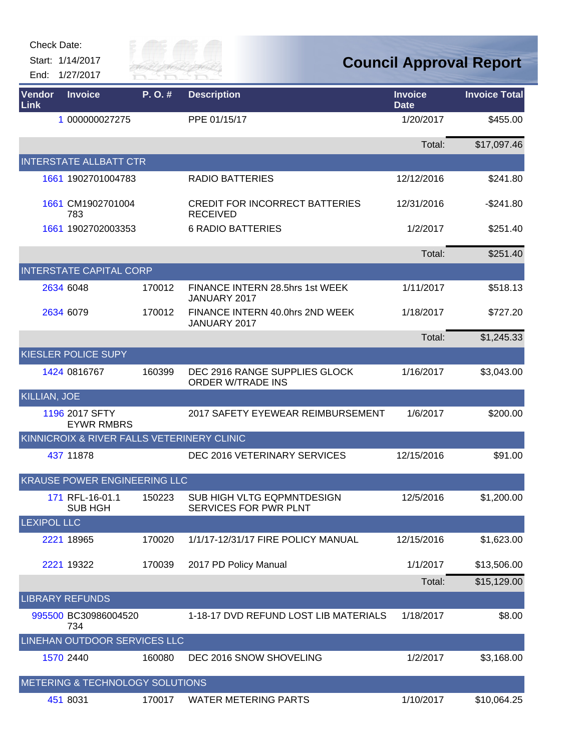Check Date:
Start: 1/14/2017
End: 1/27/2017

# Council Approval Report

| Vendor Link | Invoice | P. O. # | Description | Invoice Date | Invoice Total |
|---|---|---|---|---|---|
| 1 | 000000027275 | | PPE 01/15/17 | 1/20/2017 | $455.00 |
| | | | | Total: | $17,097.46 |
| INTERSTATE ALLBATT CTR | | | | | |
| 1661 | 1902701004783 | | RADIO BATTERIES | 12/12/2016 | $241.80 |
| 1661 | CM1902701004783 | | CREDIT FOR INCORRECT BATTERIES RECEIVED | 12/31/2016 | -$241.80 |
| 1661 | 1902702003353 | | 6 RADIO BATTERIES | 1/2/2017 | $251.40 |
| | | | | Total: | $251.40 |
| INTERSTATE CAPITAL CORP | | | | | |
| 2634 | 6048 | 170012 | FINANCE INTERN 28.5hrs 1st WEEK JANUARY 2017 | 1/11/2017 | $518.13 |
| 2634 | 6079 | 170012 | FINANCE INTERN 40.0hrs 2ND WEEK JANUARY 2017 | 1/18/2017 | $727.20 |
| | | | | Total: | $1,245.33 |
| KIESLER POLICE SUPY | | | | | |
| 1424 | 0816767 | 160399 | DEC 2916 RANGE SUPPLIES GLOCK ORDER W/TRADE INS | 1/16/2017 | $3,043.00 |
| KILLIAN, JOE | | | | | |
| 1196 | 2017 SFTY EYWR RMBRS | | 2017 SAFETY EYEWEAR REIMBURSEMENT | 1/6/2017 | $200.00 |
| KINNICROIX & RIVER FALLS VETERINERY CLINIC | | | | | |
| 437 | 11878 | | DEC 2016 VETERINARY SERVICES | 12/15/2016 | $91.00 |
| KRAUSE POWER ENGINEERING LLC | | | | | |
| 171 | RFL-16-01.1 SUB HGH | 150223 | SUB HIGH VLTG EQPMNTDESIGN SERVICES FOR PWR PLNT | 12/5/2016 | $1,200.00 |
| LEXIPOL LLC | | | | | |
| 2221 | 18965 | 170020 | 1/1/17-12/31/17 FIRE POLICY MANUAL | 12/15/2016 | $1,623.00 |
| 2221 | 19322 | 170039 | 2017 PD Policy Manual | 1/1/2017 | $13,506.00 |
| | | | | Total: | $15,129.00 |
| LIBRARY REFUNDS | | | | | |
| 995500 | BC30986004520734 | | 1-18-17 DVD REFUND LOST LIB MATERIALS | 1/18/2017 | $8.00 |
| LINEHAN OUTDOOR SERVICES LLC | | | | | |
| 1570 | 2440 | 160080 | DEC 2016 SNOW SHOVELING | 1/2/2017 | $3,168.00 |
| METERING & TECHNOLOGY SOLUTIONS | | | | | |
| 451 | 8031 | 170017 | WATER METERING PARTS | 1/10/2017 | $10,064.25 |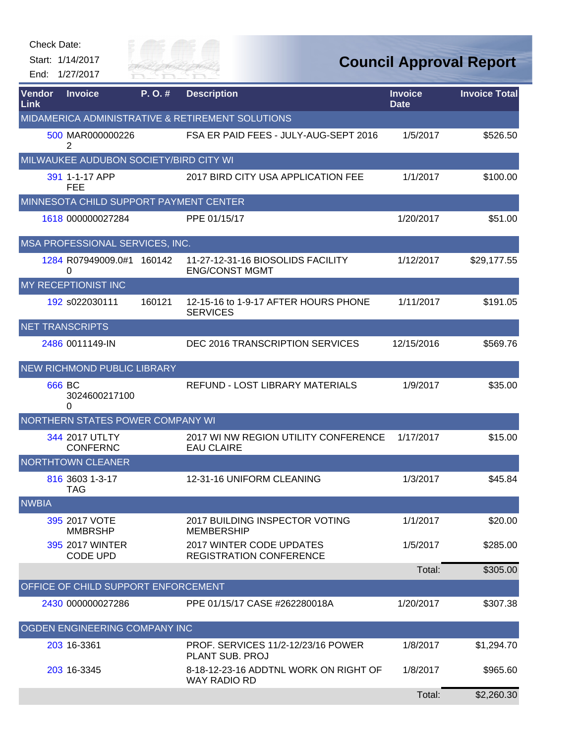Check Date:

Start: 1/14/2017

End: 1/27/2017

# Council Approval Report

| Vendor Link | Invoice | P. O. # | Description | Invoice Date | Invoice Total |
|---|---|---|---|---|---|
| MIDAMERICA ADMINISTRATIVE & RETIREMENT SOLUTIONS | | | | | |
| 500 | MAR0000002262 | | FSA ER PAID FEES - JULY-AUG-SEPT 2016 | 1/5/2017 | $526.50 |
| MILWAUKEE AUDUBON SOCIETY/BIRD CITY WI | | | | | |
| 391 | 1-1-17 APP FEE | | 2017 BIRD CITY USA APPLICATION FEE | 1/1/2017 | $100.00 |
| MINNESOTA CHILD SUPPORT PAYMENT CENTER | | | | | |
| 1618 | 000000027284 | | PPE 01/15/17 | 1/20/2017 | $51.00 |
| MSA PROFESSIONAL SERVICES, INC. | | | | | |
| 1284 | R07949009.0#10 | 160142 | 11-27-12-31-16 BIOSOLIDS FACILITY ENG/CONST MGMT | 1/12/2017 | $29,177.55 |
| MY RECEPTIONIST INC | | | | | |
| 192 | s022030111 | 160121 | 12-15-16 to 1-9-17 AFTER HOURS PHONE SERVICES | 1/11/2017 | $191.05 |
| NET TRANSCRIPTS | | | | | |
| 2486 | 0011149-IN | | DEC 2016 TRANSCRIPTION SERVICES | 12/15/2016 | $569.76 |
| NEW RICHMOND PUBLIC LIBRARY | | | | | |
| 666 | BC 30246002171000 | | REFUND - LOST LIBRARY MATERIALS | 1/9/2017 | $35.00 |
| NORTHERN STATES POWER COMPANY WI | | | | | |
| 344 | 2017 UTLTY CONFERNC | | 2017 WI NW REGION UTILITY CONFERENCE EAU CLAIRE | 1/17/2017 | $15.00 |
| NORTHTOWN CLEANER | | | | | |
| 816 | 3603 1-3-17 TAG | | 12-31-16 UNIFORM CLEANING | 1/3/2017 | $45.84 |
| NWBIA | | | | | |
| 395 | 2017 VOTE MMBRSHP | | 2017 BUILDING INSPECTOR VOTING MEMBERSHIP | 1/1/2017 | $20.00 |
| 395 | 2017 WINTER CODE UPD | | 2017 WINTER CODE UPDATES REGISTRATION CONFERENCE | 1/5/2017 | $285.00 |
| | | | | Total: | $305.00 |
| OFFICE OF CHILD SUPPORT ENFORCEMENT | | | | | |
| 2430 | 000000027286 | | PPE 01/15/17 CASE #262280018A | 1/20/2017 | $307.38 |
| OGDEN ENGINEERING COMPANY INC | | | | | |
| 203 | 16-3361 | | PROF. SERVICES 11/2-12/23/16 POWER PLANT SUB. PROJ | 1/8/2017 | $1,294.70 |
| 203 | 16-3345 | | 8-18-12-23-16 ADDTNL WORK ON RIGHT OF WAY RADIO RD | 1/8/2017 | $965.60 |
| | | | | Total: | $2,260.30 |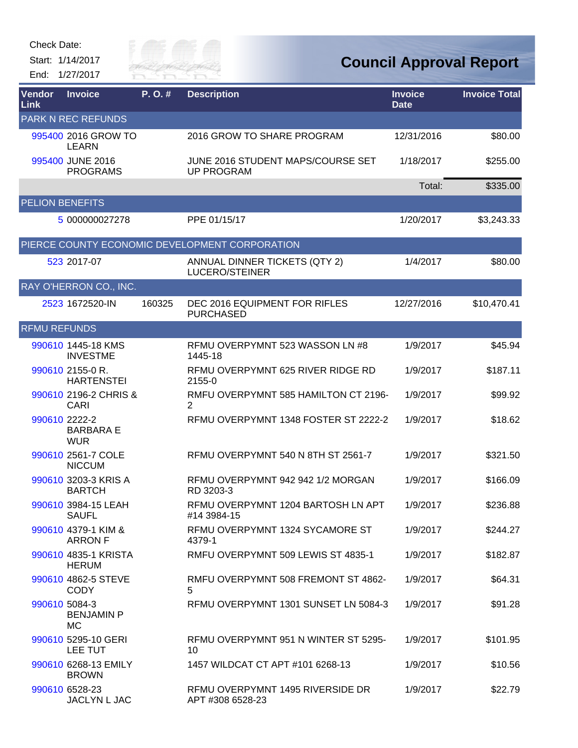Check Date:

Start: 1/14/2017

End: 1/27/2017

# Council Approval Report

| Vendor Link | Invoice | P. O. # | Description | Invoice Date | Invoice Total |
|---|---|---|---|---|---|
| PARK N REC REFUNDS | | | | | |
| 995400 | 2016 GROW TO LEARN | | 2016 GROW TO SHARE PROGRAM | 12/31/2016 | $80.00 |
| 995400 | JUNE 2016 PROGRAMS | | JUNE 2016 STUDENT MAPS/COURSE SET UP PROGRAM | 1/18/2017 | $255.00 |
| | | | | Total: | $335.00 |
| PELION BENEFITS | | | | | |
| 5 | 000000027278 | | PPE 01/15/17 | 1/20/2017 | $3,243.33 |
| PIERCE COUNTY ECONOMIC DEVELOPMENT CORPORATION | | | | | |
| 523 | 2017-07 | | ANNUAL DINNER TICKETS (QTY 2) LUCERO/STEINER | 1/4/2017 | $80.00 |
| RAY O'HERRON CO., INC. | | | | | |
| 2523 | 1672520-IN | 160325 | DEC 2016 EQUIPMENT FOR RIFLES PURCHASED | 12/27/2016 | $10,470.41 |
| RFMU REFUNDS | | | | | |
| 990610 | 1445-18 KMS INVESTME | | RFMU OVERPYMNT 523 WASSON LN #8 1445-18 | 1/9/2017 | $45.94 |
| 990610 | 2155-0 R. HARTENSTEI | | RFMU OVERPYMNT 625 RIVER RIDGE RD 2155-0 | 1/9/2017 | $187.11 |
| 990610 | 2196-2 CHRIS & CARI | | RMFU OVERPYMNT 585 HAMILTON CT 2196-2 | 1/9/2017 | $99.92 |
| 990610 | 2222-2 BARBARA E WUR | | RFMU OVERPYMNT 1348 FOSTER ST 2222-2 | 1/9/2017 | $18.62 |
| 990610 | 2561-7 COLE NICCUM | | RFMU OVERPYMNT 540 N 8TH ST 2561-7 | 1/9/2017 | $321.50 |
| 990610 | 3203-3 KRIS A BARTCH | | RFMU OVERPYMNT 942 942 1/2 MORGAN RD 3203-3 | 1/9/2017 | $166.09 |
| 990610 | 3984-15 LEAH SAUFL | | RFMU OVERPYMNT 1204 BARTOSH LN APT #14 3984-15 | 1/9/2017 | $236.88 |
| 990610 | 4379-1 KIM & ARRON F | | RFMU OVERPYMNT 1324 SYCAMORE ST 4379-1 | 1/9/2017 | $244.27 |
| 990610 | 4835-1 KRISTA HERUM | | RMFU OVERPYMNT 509 LEWIS ST 4835-1 | 1/9/2017 | $182.87 |
| 990610 | 4862-5 STEVE CODY | | RMFU OVERPYMNT 508 FREMONT ST 4862-5 | 1/9/2017 | $64.31 |
| 990610 | 5084-3 BENJAMIN P MC | | RFMU OVERPYMNT 1301 SUNSET LN 5084-3 | 1/9/2017 | $91.28 |
| 990610 | 5295-10 GERI LEE TUT | | RFMU OVERPYMNT 951 N WINTER ST 5295-10 | 1/9/2017 | $101.95 |
| 990610 | 6268-13 EMILY BROWN | | 1457 WILDCAT CT APT #101 6268-13 | 1/9/2017 | $10.56 |
| 990610 | 6528-23 JACLYN L JAC | | RFMU OVERPYMNT 1495 RIVERSIDE DR APT #308 6528-23 | 1/9/2017 | $22.79 |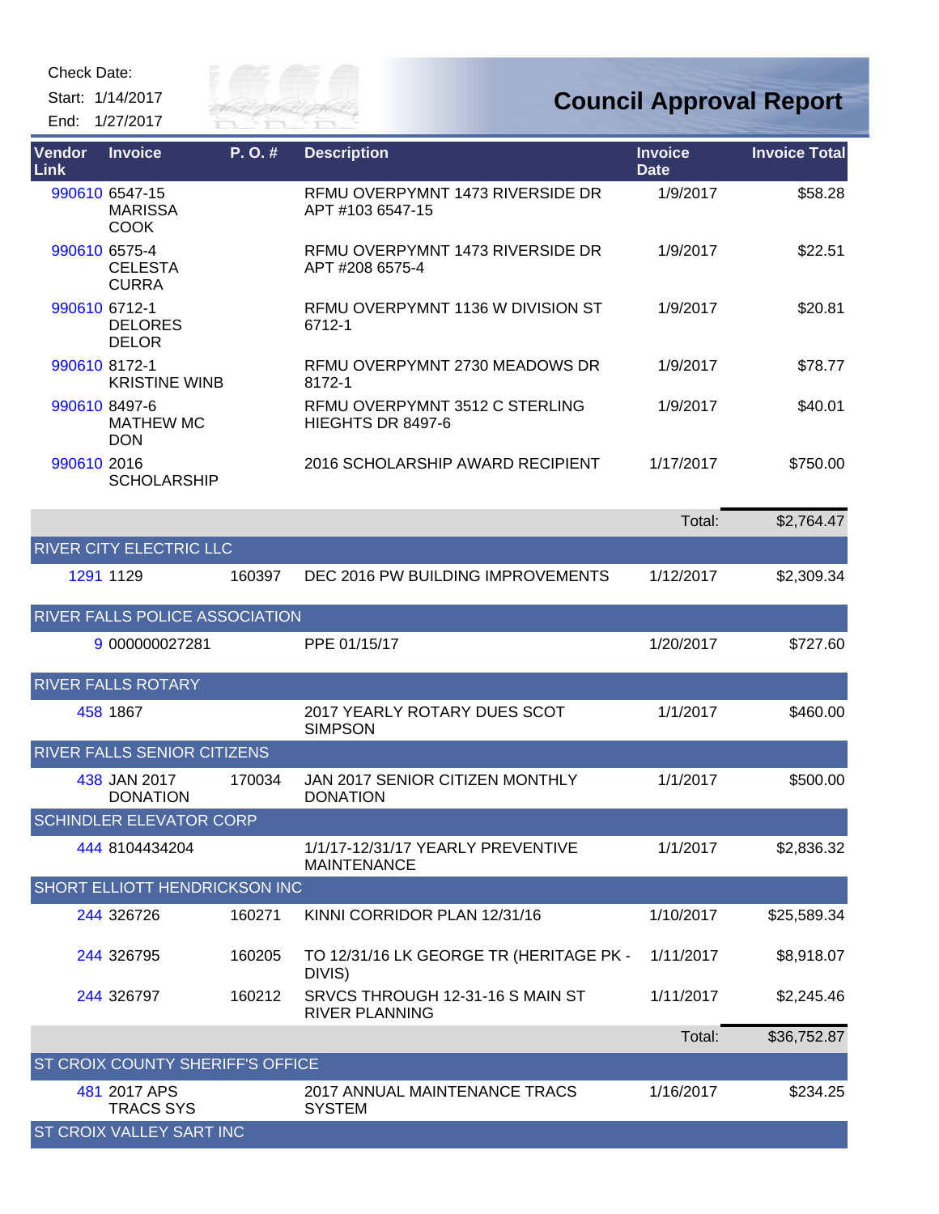Check Date:

Start: 1/14/2017

End: 1/27/2017

# Council Approval Report

| Vendor Link | Invoice | P. O. # | Description | Invoice Date | Invoice Total |
|---|---|---|---|---|---|
| 990610 | 6547-15 MARISSA COOK | | RFMU OVERPYMNT 1473 RIVERSIDE DR APT #103 6547-15 | 1/9/2017 | $58.28 |
| 990610 | 6575-4 CELESTA CURRA | | RFMU OVERPYMNT 1473 RIVERSIDE DR APT #208 6575-4 | 1/9/2017 | $22.51 |
| 990610 | 6712-1 DELORES DELOR | | RFMU OVERPYMNT 1136 W DIVISION ST 6712-1 | 1/9/2017 | $20.81 |
| 990610 | 8172-1 KRISTINE WINB | | RFMU OVERPYMNT 2730 MEADOWS DR 8172-1 | 1/9/2017 | $78.77 |
| 990610 | 8497-6 MATHEW MC DON | | RFMU OVERPYMNT 3512 C STERLING HIEGHTS DR 8497-6 | 1/9/2017 | $40.01 |
| 990610 | 2016 SCHOLARSHIP | | 2016 SCHOLARSHIP AWARD RECIPIENT | 1/17/2017 | $750.00 |
| | | | | Total: | $2,764.47 |
| **RIVER CITY ELECTRIC LLC** | | | | | |
| 1291 | 1129 | 160397 | DEC 2016 PW BUILDING IMPROVEMENTS | 1/12/2017 | $2,309.34 |
| **RIVER FALLS POLICE ASSOCIATION** | | | | | |
| 9 | 000000027281 | | PPE 01/15/17 | 1/20/2017 | $727.60 |
| **RIVER FALLS ROTARY** | | | | | |
| 458 | 1867 | | 2017 YEARLY ROTARY DUES SCOT SIMPSON | 1/1/2017 | $460.00 |
| **RIVER FALLS SENIOR CITIZENS** | | | | | |
| 438 | JAN 2017 DONATION | 170034 | JAN 2017 SENIOR CITIZEN MONTHLY DONATION | 1/1/2017 | $500.00 |
| **SCHINDLER ELEVATOR CORP** | | | | | |
| 444 | 8104434204 | | 1/1/17-12/31/17 YEARLY PREVENTIVE MAINTENANCE | 1/1/2017 | $2,836.32 |
| **SHORT ELLIOTT HENDRICKSON INC** | | | | | |
| 244 | 326726 | 160271 | KINNI CORRIDOR PLAN 12/31/16 | 1/10/2017 | $25,589.34 |
| 244 | 326795 | 160205 | TO 12/31/16 LK GEORGE TR (HERITAGE PK - DIVIS) | 1/11/2017 | $8,918.07 |
| 244 | 326797 | 160212 | SRVCS THROUGH 12-31-16 S MAIN ST RIVER PLANNING | 1/11/2017 | $2,245.46 |
| | | | | Total: | $36,752.87 |
| **ST CROIX COUNTY SHERIFF'S OFFICE** | | | | | |
| 481 | 2017 APS TRACS SYS | | 2017 ANNUAL MAINTENANCE TRACS SYSTEM | 1/16/2017 | $234.25 |
| **ST CROIX VALLEY SART INC** | | | | | |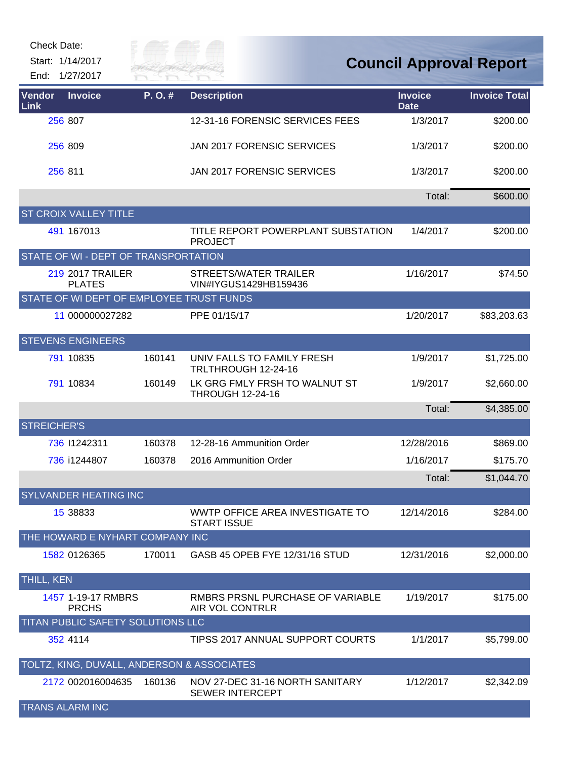Check Date:

Start: 1/14/2017

End: 1/27/2017

# Council Approval Report

| Vendor Link | Invoice | P. O. # | Description | Invoice Date | Invoice Total |
|---|---|---|---|---|---|
| 256 | 807 | | 12-31-16 FORENSIC SERVICES FEES | 1/3/2017 | $200.00 |
| 256 | 809 | | JAN 2017 FORENSIC SERVICES | 1/3/2017 | $200.00 |
| 256 | 811 | | JAN 2017 FORENSIC SERVICES | 1/3/2017 | $200.00 |
| | | | | Total: | $600.00 |
| ST CROIX VALLEY TITLE | | | | | |
| 491 | 167013 | | TITLE REPORT POWERPLANT SUBSTATION PROJECT | 1/4/2017 | $200.00 |
| STATE OF WI - DEPT OF TRANSPORTATION | | | | | |
| 219 | 2017 TRAILER PLATES | | STREETS/WATER TRAILER VIN#IYGUS1429HB159436 | 1/16/2017 | $74.50 |
| STATE OF WI DEPT OF EMPLOYEE TRUST FUNDS | | | | | |
| 11 | 000000027282 | | PPE 01/15/17 | 1/20/2017 | $83,203.63 |
| STEVENS ENGINEERS | | | | | |
| 791 | 10835 | 160141 | UNIV FALLS TO FAMILY FRESH TRLTHROUGH 12-24-16 | 1/9/2017 | $1,725.00 |
| 791 | 10834 | 160149 | LK GRG FMLY FRSH TO WALNUT ST THROUGH 12-24-16 | 1/9/2017 | $2,660.00 |
| | | | | Total: | $4,385.00 |
| STREICHER'S | | | | | |
| 736 | I1242311 | 160378 | 12-28-16 Ammunition Order | 12/28/2016 | $869.00 |
| 736 | i1244807 | 160378 | 2016 Ammunition Order | 1/16/2017 | $175.70 |
| | | | | Total: | $1,044.70 |
| SYLVANDER HEATING INC | | | | | |
| 15 | 38833 | | WWTP OFFICE AREA INVESTIGATE TO START ISSUE | 12/14/2016 | $284.00 |
| THE HOWARD E NYHART COMPANY INC | | | | | |
| 1582 | 0126365 | 170011 | GASB 45 OPEB FYE 12/31/16 STUD | 12/31/2016 | $2,000.00 |
| THILL, KEN | | | | | |
| 1457 | 1-19-17 RMBRS PRCHS | | RMBRS PRSNL PURCHASE OF VARIABLE AIR VOL CONTRLR | 1/19/2017 | $175.00 |
| TITAN PUBLIC SAFETY SOLUTIONS LLC | | | | | |
| 352 | 4114 | | TIPSS 2017 ANNUAL SUPPORT COURTS | 1/1/2017 | $5,799.00 |
| TOLTZ, KING, DUVALL, ANDERSON & ASSOCIATES | | | | | |
| 2172 | 002016004635 | 160136 | NOV 27-DEC 31-16 NORTH SANITARY SEWER INTERCEPT | 1/12/2017 | $2,342.09 |
| TRANS ALARM INC | | | | | |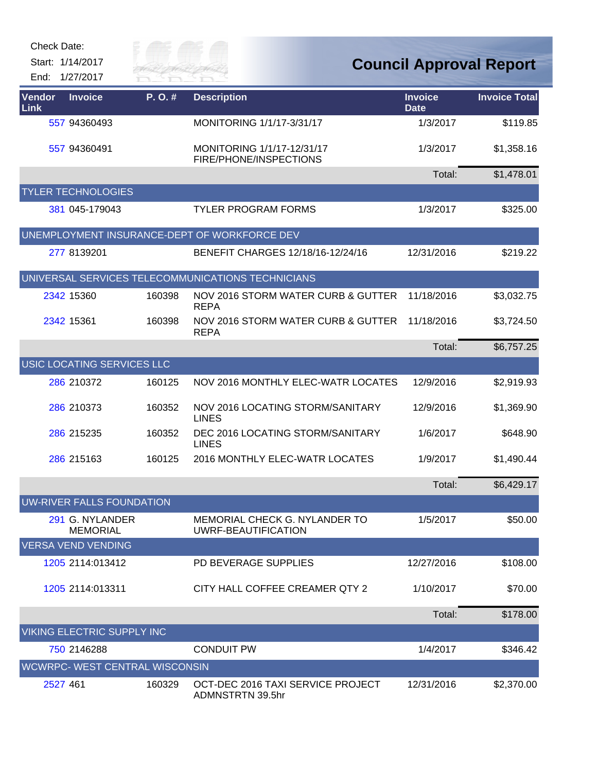Check Date:
Start: 1/14/2017
End: 1/27/2017

# Council Approval Report

| Vendor Link | Invoice | P. O. # | Description | Invoice Date | Invoice Total |
|---|---|---|---|---|---|
| 557 | 94360493 | | MONITORING 1/1/17-3/31/17 | 1/3/2017 | $119.85 |
| 557 | 94360491 | | MONITORING 1/1/17-12/31/17 FIRE/PHONE/INSPECTIONS | 1/3/2017 | $1,358.16 |
| | | | | Total: | $1,478.01 |
| TYLER TECHNOLOGIES | | | | | |
| 381 | 045-179043 | | TYLER PROGRAM FORMS | 1/3/2017 | $325.00 |
| UNEMPLOYMENT INSURANCE-DEPT OF WORKFORCE DEV | | | | | |
| 277 | 8139201 | | BENEFIT CHARGES 12/18/16-12/24/16 | 12/31/2016 | $219.22 |
| UNIVERSAL SERVICES TELECOMMUNICATIONS TECHNICIANS | | | | | |
| 2342 | 15360 | 160398 | NOV 2016 STORM WATER CURB & GUTTER REPA | 11/18/2016 | $3,032.75 |
| 2342 | 15361 | 160398 | NOV 2016 STORM WATER CURB & GUTTER REPA | 11/18/2016 | $3,724.50 |
| | | | | Total: | $6,757.25 |
| USIC LOCATING SERVICES LLC | | | | | |
| 286 | 210372 | 160125 | NOV 2016 MONTHLY ELEC-WATR LOCATES | 12/9/2016 | $2,919.93 |
| 286 | 210373 | 160352 | NOV 2016 LOCATING STORM/SANITARY LINES | 12/9/2016 | $1,369.90 |
| 286 | 215235 | 160352 | DEC 2016 LOCATING STORM/SANITARY LINES | 1/6/2017 | $648.90 |
| 286 | 215163 | 160125 | 2016 MONTHLY ELEC-WATR LOCATES | 1/9/2017 | $1,490.44 |
| | | | | Total: | $6,429.17 |
| UW-RIVER FALLS FOUNDATION | | | | | |
| 291 | G. NYLANDER MEMORIAL | | MEMORIAL CHECK G. NYLANDER TO UWRF-BEAUTIFICATION | 1/5/2017 | $50.00 |
| VERSA VEND VENDING | | | | | |
| 1205 | 2114:013412 | | PD BEVERAGE SUPPLIES | 12/27/2016 | $108.00 |
| 1205 | 2114:013311 | | CITY HALL COFFEE CREAMER QTY 2 | 1/10/2017 | $70.00 |
| | | | | Total: | $178.00 |
| VIKING ELECTRIC SUPPLY INC | | | | | |
| 750 | 2146288 | | CONDUIT PW | 1/4/2017 | $346.42 |
| WCWRPC- WEST CENTRAL WISCONSIN | | | | | |
| 2527 | 461 | 160329 | OCT-DEC 2016 TAXI SERVICE PROJECT ADMNSTRTN 39.5hr | 12/31/2016 | $2,370.00 |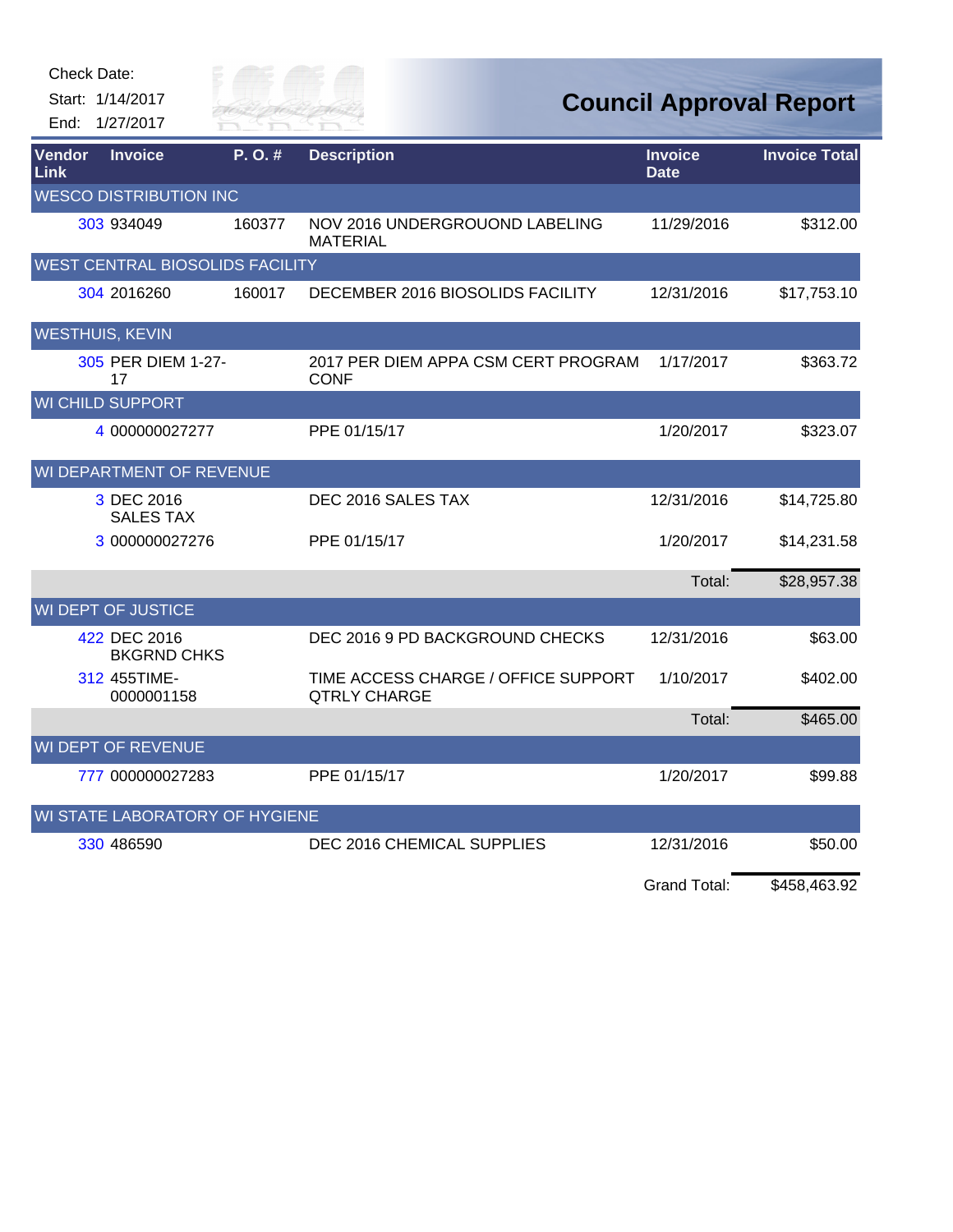Check Date:

Start: 1/14/2017

End: 1/27/2017

# Council Approval Report

| Vendor Link | Invoice | P. O. # | Description | Invoice Date | Invoice Total |
|---|---|---|---|---|---|
| WESCO DISTRIBUTION INC | | | | | |
| 303 | 934049 | 160377 | NOV 2016 UNDERGROUOND LABELING MATERIAL | 11/29/2016 | $312.00 |
| WEST CENTRAL BIOSOLIDS FACILITY | | | | | |
| 304 | 2016260 | 160017 | DECEMBER 2016 BIOSOLIDS FACILITY | 12/31/2016 | $17,753.10 |
| WESTHUIS, KEVIN | | | | | |
| 305 | PER DIEM 1-27-17 | | 2017 PER DIEM APPA CSM CERT PROGRAM CONF | 1/17/2017 | $363.72 |
| WI CHILD SUPPORT | | | | | |
| 4 | 000000027277 | | PPE 01/15/17 | 1/20/2017 | $323.07 |
| WI DEPARTMENT OF REVENUE | | | | | |
| 3 | DEC 2016 SALES TAX | | DEC 2016 SALES TAX | 12/31/2016 | $14,725.80 |
| 3 | 000000027276 | | PPE 01/15/17 | 1/20/2017 | $14,231.58 |
| | | | | Total: | $28,957.38 |
| WI DEPT OF JUSTICE | | | | | |
| 422 | DEC 2016 BKGRND CHKS | | DEC 2016 9 PD BACKGROUND CHECKS | 12/31/2016 | $63.00 |
| 312 | 455TIME-0000001158 | | TIME ACCESS CHARGE / OFFICE SUPPORT QTRLY CHARGE | 1/10/2017 | $402.00 |
| | | | | Total: | $465.00 |
| WI DEPT OF REVENUE | | | | | |
| 777 | 000000027283 | | PPE 01/15/17 | 1/20/2017 | $99.88 |
| WI STATE LABORATORY OF HYGIENE | | | | | |
| 330 | 486590 | | DEC 2016 CHEMICAL SUPPLIES | 12/31/2016 | $50.00 |
| | | | | Grand Total: | $458,463.92 |